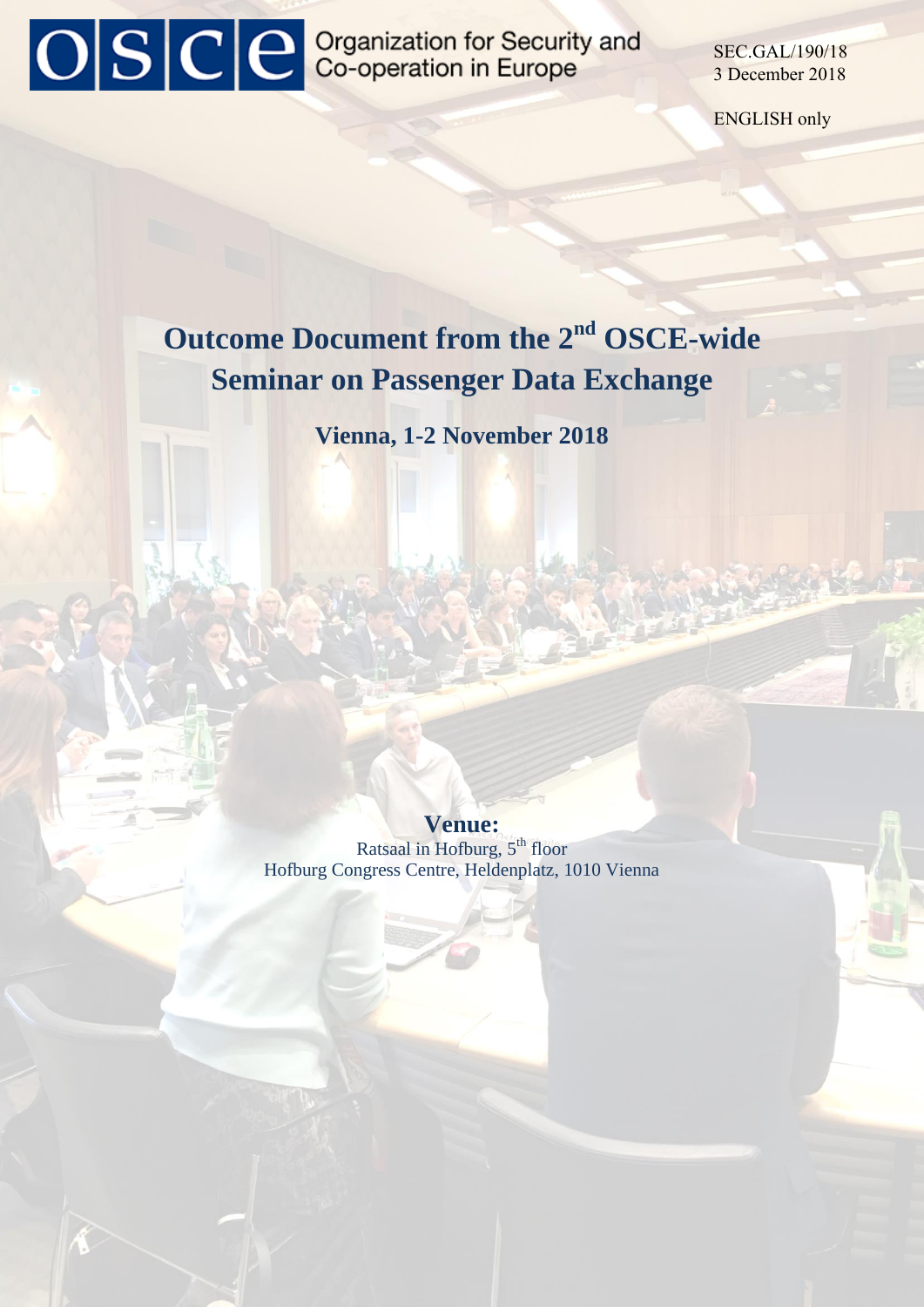OSCE Organization for Security and Co-operation in Europe

SEC.GAL/190/18
3 December 2018

ENGLISH only

# Outcome Document from the 2nd OSCE-wide Seminar on Passenger Data Exchange

**Vienna, 1-2 November 2018**

**Venue:**
Ratsaal in Hofburg, 5th floor
Hofburg Congress Centre, Heldenplatz, 1010 Vienna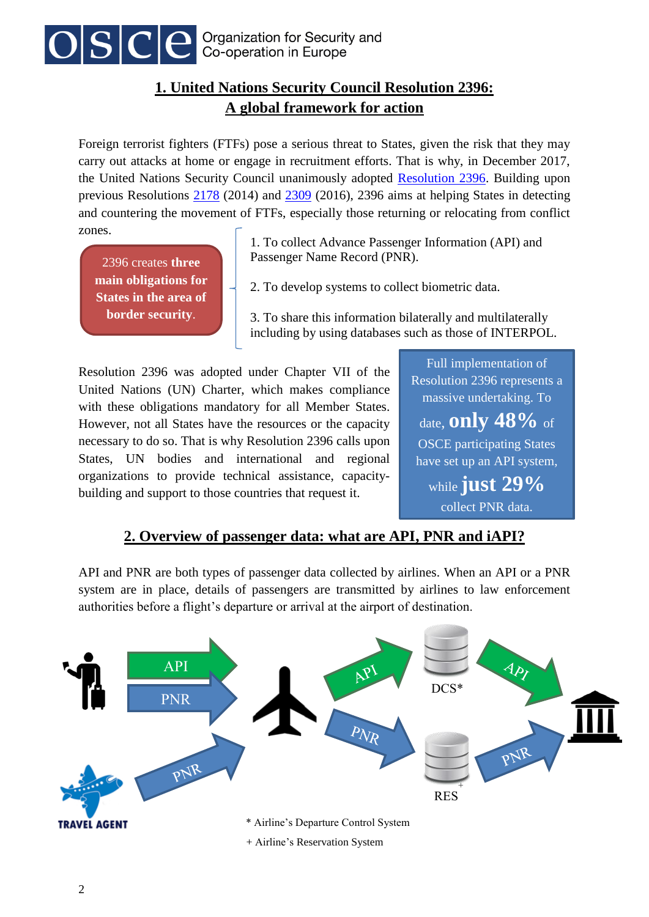## 1. United Nations Security Council Resolution 2396: A global framework for action

Foreign terrorist fighters (FTFs) pose a serious threat to States, given the risk that they may carry out attacks at home or engage in recruitment efforts. That is why, in December 2017, the United Nations Security Council unanimously adopted Resolution 2396. Building upon previous Resolutions 2178 (2014) and 2309 (2016), 2396 aims at helping States in detecting and countering the movement of FTFs, especially those returning or relocating from conflict zones.

2396 creates **three main obligations for States in the area of border security**.

1. To collect Advance Passenger Information (API) and Passenger Name Record (PNR).
2. To develop systems to collect biometric data.
3. To share this information bilaterally and multilaterally including by using databases such as those of INTERPOL.

Resolution 2396 was adopted under Chapter VII of the United Nations (UN) Charter, which makes compliance with these obligations mandatory for all Member States. However, not all States have the resources or the capacity necessary to do so. That is why Resolution 2396 calls upon States, UN bodies and international and regional organizations to provide technical assistance, capacity-building and support to those countries that request it.

Full implementation of Resolution 2396 represents a massive undertaking. To date, **only 48%** of OSCE participating States have set up an API system, while **just 29%** collect PNR data.

## 2. Overview of passenger data: what are API, PNR and iAPI?

API and PNR are both types of passenger data collected by airlines. When an API or a PNR system are in place, details of passengers are transmitted by airlines to law enforcement authorities before a flight's departure or arrival at the airport of destination.

TRAVEL AGENT — API, PNR — DCS* — RES+

\* Airline's Departure Control System

\+ Airline's Reservation System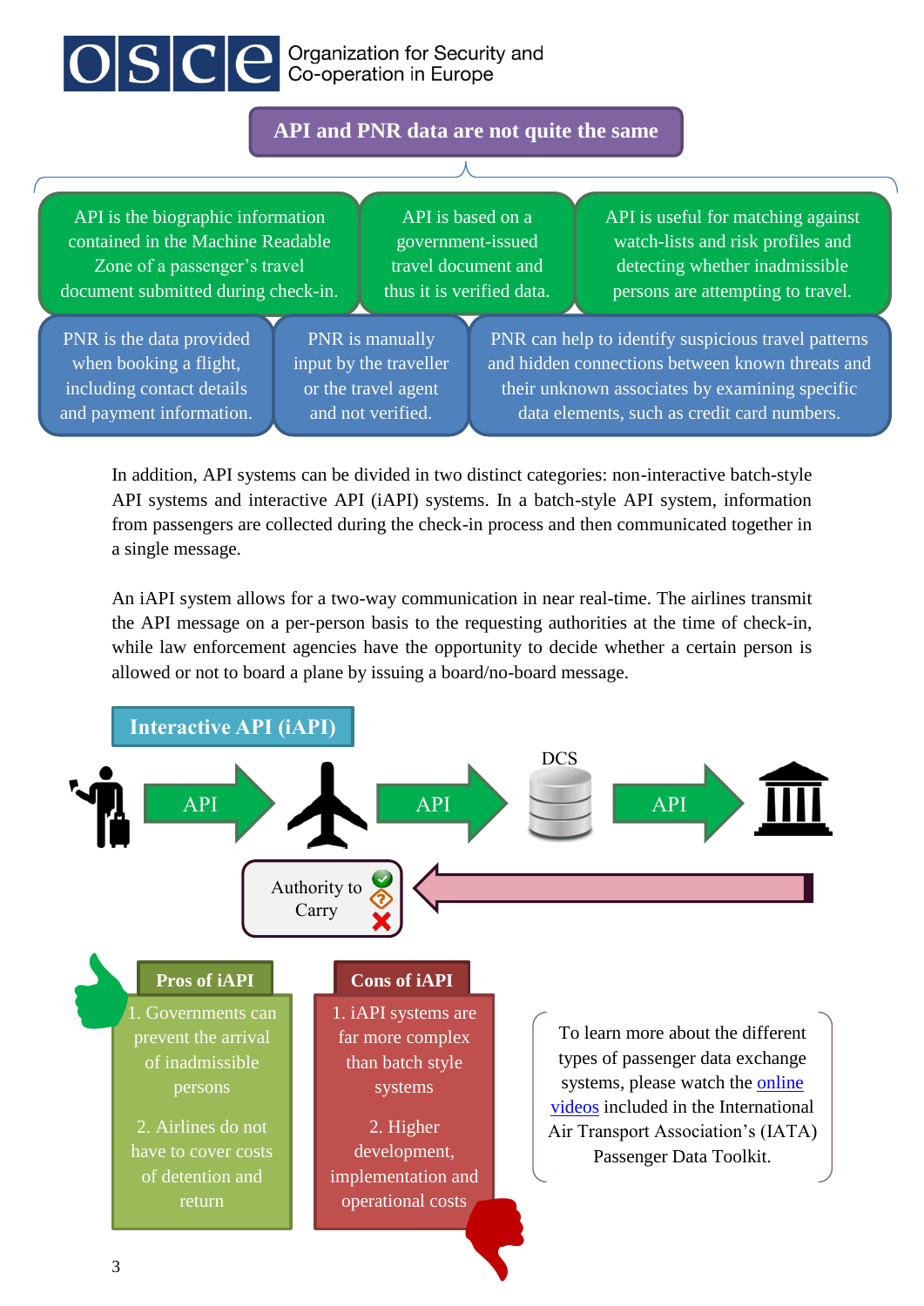## API and PNR data are not quite the same

| API is the biographic information contained in the Machine Readable Zone of a passenger's travel document submitted during check-in. | API is based on a government-issued travel document and thus it is verified data. | API is useful for matching against watch-lists and risk profiles and detecting whether inadmissible persons are attempting to travel. |
| --- | --- | --- |
| PNR is the data provided when booking a flight, including contact details and payment information. | PNR is manually input by the traveller or the travel agent and not verified. | PNR can help to identify suspicious travel patterns and hidden connections between known threats and their unknown associates by examining specific data elements, such as credit card numbers. |

In addition, API systems can be divided in two distinct categories: non-interactive batch-style API systems and interactive API (iAPI) systems. In a batch-style API system, information from passengers are collected during the check-in process and then communicated together in a single message.

An iAPI system allows for a two-way communication in near real-time. The airlines transmit the API message on a per-person basis to the requesting authorities at the time of check-in, while law enforcement agencies have the opportunity to decide whether a certain person is allowed or not to board a plane by issuing a board/no-board message.

### Interactive API (iAPI)

API → API → DCS → API

Authority to Carry

**Pros of iAPI**

1. Governments can prevent the arrival of inadmissible persons
2. Airlines do not have to cover costs of detention and return

**Cons of iAPI**

1. iAPI systems are far more complex than batch style systems
2. Higher development, implementation and operational costs

To learn more about the different types of passenger data exchange systems, please watch the online videos included in the International Air Transport Association's (IATA) Passenger Data Toolkit.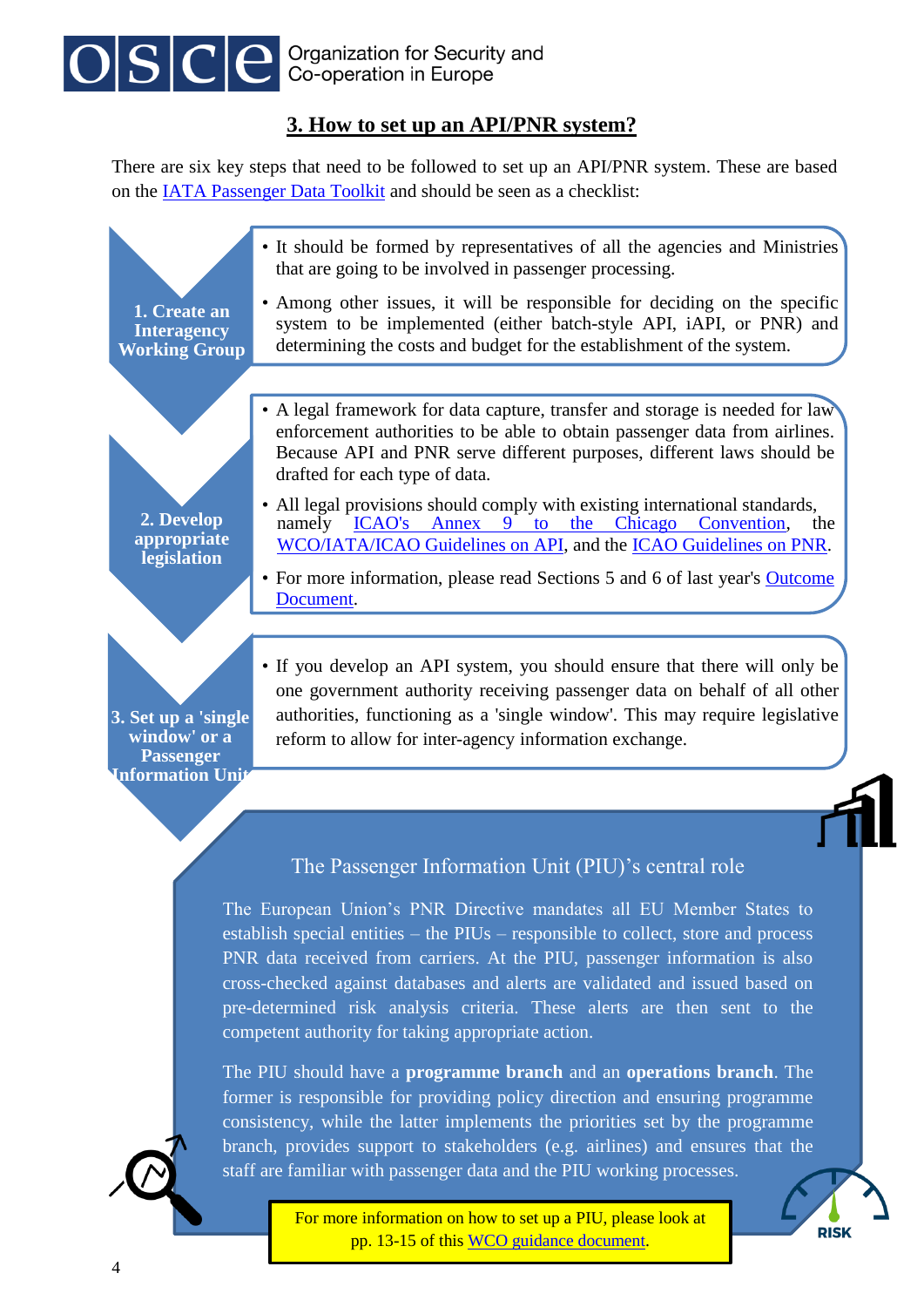## 3. How to set up an API/PNR system?

There are six key steps that need to be followed to set up an API/PNR system. These are based on the IATA Passenger Data Toolkit and should be seen as a checklist:

**1. Create an Interagency Working Group**

- It should be formed by representatives of all the agencies and Ministries that are going to be involved in passenger processing.
- Among other issues, it will be responsible for deciding on the specific system to be implemented (either batch-style API, iAPI, or PNR) and determining the costs and budget for the establishment of the system.

**2. Develop appropriate legislation**

- A legal framework for data capture, transfer and storage is needed for law enforcement authorities to be able to obtain passenger data from airlines. Because API and PNR serve different purposes, different laws should be drafted for each type of data.
- All legal provisions should comply with existing international standards, namely ICAO's Annex 9 to the Chicago Convention, the WCO/IATA/ICAO Guidelines on API, and the ICAO Guidelines on PNR.
- For more information, please read Sections 5 and 6 of last year's Outcome Document.

**3. Set up a 'single window' or a Passenger Information Unit**

- If you develop an API system, you should ensure that there will only be one government authority receiving passenger data on behalf of all other authorities, functioning as a 'single window'. This may require legislative reform to allow for inter-agency information exchange.

### The Passenger Information Unit (PIU)'s central role

The European Union's PNR Directive mandates all EU Member States to establish special entities – the PIUs – responsible to collect, store and process PNR data received from carriers. At the PIU, passenger information is also cross-checked against databases and alerts are validated and issued based on pre-determined risk analysis criteria. These alerts are then sent to the competent authority for taking appropriate action.

The PIU should have a **programme branch** and an **operations branch**. The former is responsible for providing policy direction and ensuring programme consistency, while the latter implements the priorities set by the programme branch, provides support to stakeholders (e.g. airlines) and ensures that the staff are familiar with passenger data and the PIU working processes.

For more information on how to set up a PIU, please look at pp. 13-15 of this WCO guidance document.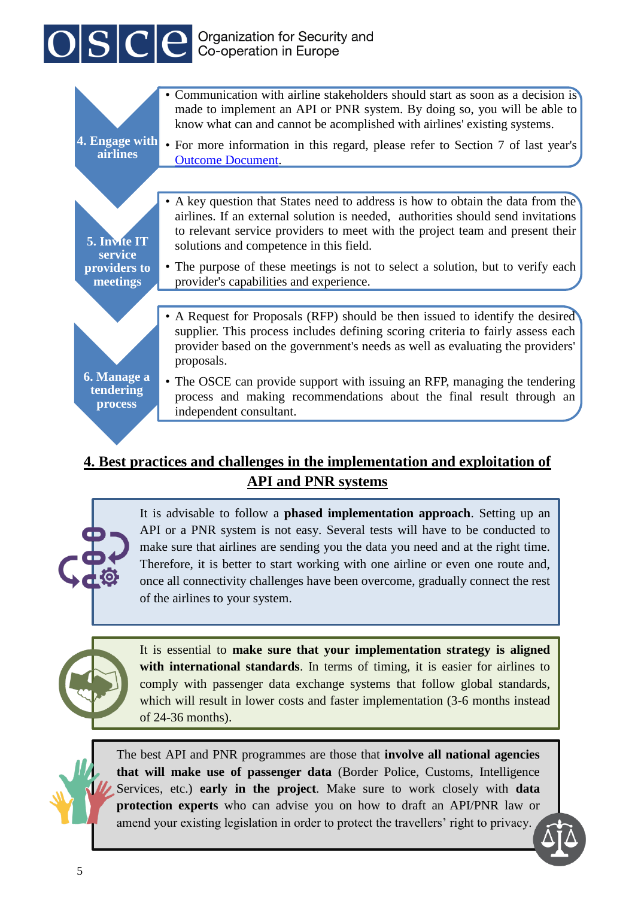**4. Engage with airlines**

- Communication with airline stakeholders should start as soon as a decision is made to implement an API or PNR system. By doing so, you will be able to know what can and cannot be acomplished with airlines' existing systems.
- For more information in this regard, please refer to Section 7 of last year's Outcome Document.

**5. Invite IT service providers to meetings**

- A key question that States need to address is how to obtain the data from the airlines. If an external solution is needed, authorities should send invitations to relevant service providers to meet with the project team and present their solutions and competence in this field.
- The purpose of these meetings is not to select a solution, but to verify each provider's capabilities and experience.

**6. Manage a tendering process**

- A Request for Proposals (RFP) should be then issued to identify the desired supplier. This process includes defining scoring criteria to fairly assess each provider based on the government's needs as well as evaluating the providers' proposals.
- The OSCE can provide support with issuing an RFP, managing the tendering process and making recommendations about the final result through an independent consultant.

## 4. Best practices and challenges in the implementation and exploitation of API and PNR systems

It is advisable to follow a **phased implementation approach**. Setting up an API or a PNR system is not easy. Several tests will have to be conducted to make sure that airlines are sending you the data you need and at the right time. Therefore, it is better to start working with one airline or even one route and, once all connectivity challenges have been overcome, gradually connect the rest of the airlines to your system.

It is essential to **make sure that your implementation strategy is aligned with international standards**. In terms of timing, it is easier for airlines to comply with passenger data exchange systems that follow global standards, which will result in lower costs and faster implementation (3-6 months instead of 24-36 months).

The best API and PNR programmes are those that **involve all national agencies that will make use of passenger data** (Border Police, Customs, Intelligence Services, etc.) **early in the project**. Make sure to work closely with **data protection experts** who can advise you on how to draft an API/PNR law or amend your existing legislation in order to protect the travellers' right to privacy.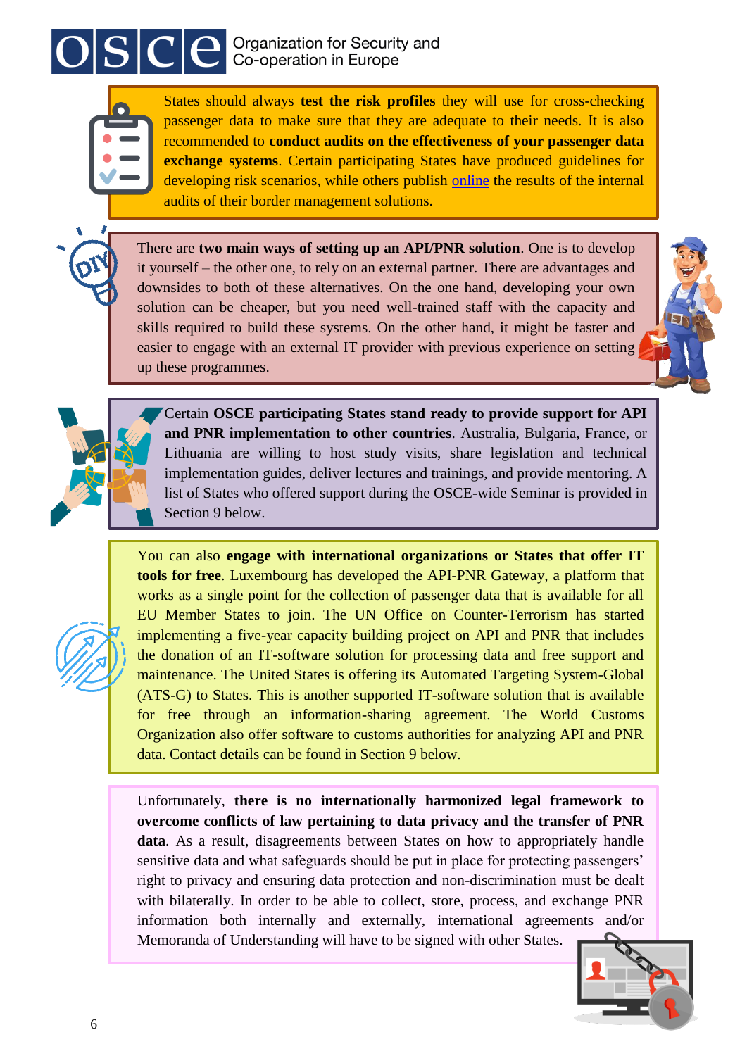States should always **test the risk profiles** they will use for cross-checking passenger data to make sure that they are adequate to their needs. It is also recommended to **conduct audits on the effectiveness of your passenger data exchange systems**. Certain participating States have produced guidelines for developing risk scenarios, while others publish online the results of the internal audits of their border management solutions.

There are **two main ways of setting up an API/PNR solution**. One is to develop it yourself – the other one, to rely on an external partner. There are advantages and downsides to both of these alternatives. On the one hand, developing your own solution can be cheaper, but you need well-trained staff with the capacity and skills required to build these systems. On the other hand, it might be faster and easier to engage with an external IT provider with previous experience on setting up these programmes.

Certain **OSCE participating States stand ready to provide support for API and PNR implementation to other countries**. Australia, Bulgaria, France, or Lithuania are willing to host study visits, share legislation and technical implementation guides, deliver lectures and trainings, and provide mentoring. A list of States who offered support during the OSCE-wide Seminar is provided in Section 9 below.

You can also **engage with international organizations or States that offer IT tools for free**. Luxembourg has developed the API-PNR Gateway, a platform that works as a single point for the collection of passenger data that is available for all EU Member States to join. The UN Office on Counter-Terrorism has started implementing a five-year capacity building project on API and PNR that includes the donation of an IT-software solution for processing data and free support and maintenance. The United States is offering its Automated Targeting System-Global (ATS-G) to States. This is another supported IT-software solution that is available for free through an information-sharing agreement. The World Customs Organization also offer software to customs authorities for analyzing API and PNR data. Contact details can be found in Section 9 below.

Unfortunately, **there is no internationally harmonized legal framework to overcome conflicts of law pertaining to data privacy and the transfer of PNR data**. As a result, disagreements between States on how to appropriately handle sensitive data and what safeguards should be put in place for protecting passengers' right to privacy and ensuring data protection and non-discrimination must be dealt with bilaterally. In order to be able to collect, store, process, and exchange PNR information both internally and externally, international agreements and/or Memoranda of Understanding will have to be signed with other States.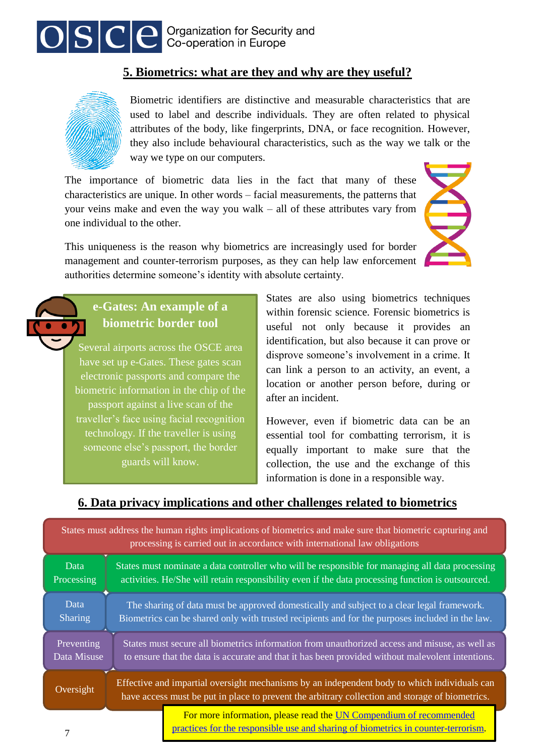## 5. Biometrics: what are they and why are they useful?

Biometric identifiers are distinctive and measurable characteristics that are used to label and describe individuals. They are often related to physical attributes of the body, like fingerprints, DNA, or face recognition. However, they also include behavioural characteristics, such as the way we talk or the way we type on our computers.

The importance of biometric data lies in the fact that many of these characteristics are unique. In other words – facial measurements, the patterns that your veins make and even the way you walk – all of these attributes vary from one individual to the other.

This uniqueness is the reason why biometrics are increasingly used for border management and counter-terrorism purposes, as they can help law enforcement authorities determine someone's identity with absolute certainty.

### e-Gates: An example of a biometric border tool

Several airports across the OSCE area have set up e-Gates. These gates scan electronic passports and compare the biometric information in the chip of the passport against a live scan of the traveller's face using facial recognition technology. If the traveller is using someone else's passport, the border guards will know.

States are also using biometrics techniques within forensic science. Forensic biometrics is useful not only because it provides an identification, but also because it can prove or disprove someone's involvement in a crime. It can link a person to an activity, an event, a location or another person before, during or after an incident.

However, even if biometric data can be an essential tool for combatting terrorism, it is equally important to make sure that the collection, the use and the exchange of this information is done in a responsible way.

## 6. Data privacy implications and other challenges related to biometrics

States must address the human rights implications of biometrics and make sure that biometric capturing and processing is carried out in accordance with international law obligations

| | |
|---|---|
| Data Processing | States must nominate a data controller who will be responsible for managing all data processing activities. He/She will retain responsibility even if the data processing function is outsourced. |
| Data Sharing | The sharing of data must be approved domestically and subject to a clear legal framework. Biometrics can be shared only with trusted recipients and for the purposes included in the law. |
| Preventing Data Misuse | States must secure all biometrics information from unauthorized access and misuse, as well as to ensure that the data is accurate and that it has been provided without malevolent intentions. |
| Oversight | Effective and impartial oversight mechanisms by an independent body to which individuals can have access must be put in place to prevent the arbitrary collection and storage of biometrics. |

For more information, please read the UN Compendium of recommended practices for the responsible use and sharing of biometrics in counter-terrorism.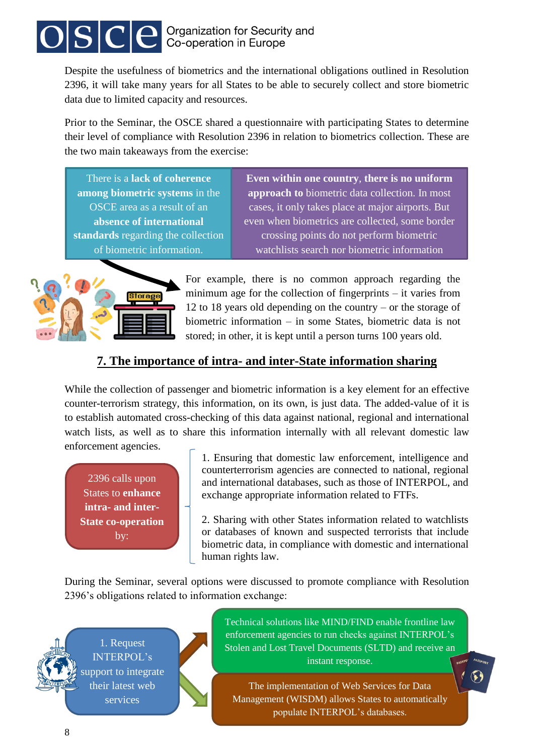Despite the usefulness of biometrics and the international obligations outlined in Resolution 2396, it will take many years for all States to be able to securely collect and store biometric data due to limited capacity and resources.

Prior to the Seminar, the OSCE shared a questionnaire with participating States to determine their level of compliance with Resolution 2396 in relation to biometrics collection. These are the two main takeaways from the exercise:

There is a **lack of coherence among biometric systems** in the OSCE area as a result of an **absence of international standards** regarding the collection of biometric information.

**Even within one country, there is no uniform approach to** biometric data collection. In most cases, it only takes place at major airports. But even when biometrics are collected, some border crossing points do not perform biometric watchlists search nor biometric information

For example, there is no common approach regarding the minimum age for the collection of fingerprints – it varies from 12 to 18 years old depending on the country – or the storage of biometric information – in some States, biometric data is not stored; in other, it is kept until a person turns 100 years old.

## 7. The importance of intra- and inter-State information sharing

While the collection of passenger and biometric information is a key element for an effective counter-terrorism strategy, this information, on its own, is just data. The added-value of it is to establish automated cross-checking of this data against national, regional and international watch lists, as well as to share this information internally with all relevant domestic law enforcement agencies.

2396 calls upon States to **enhance intra- and inter-State co-operation** by:

1. Ensuring that domestic law enforcement, intelligence and counterterrorism agencies are connected to national, regional and international databases, such as those of INTERPOL, and exchange appropriate information related to FTFs.
2. Sharing with other States information related to watchlists or databases of known and suspected terrorists that include biometric data, in compliance with domestic and international human rights law.

During the Seminar, several options were discussed to promote compliance with Resolution 2396's obligations related to information exchange:

1. Request INTERPOL's support to integrate their latest web services

- Technical solutions like MIND/FIND enable frontline law enforcement agencies to run checks against INTERPOL's Stolen and Lost Travel Documents (SLTD) and receive an instant response.
- The implementation of Web Services for Data Management (WISDM) allows States to automatically populate INTERPOL's databases.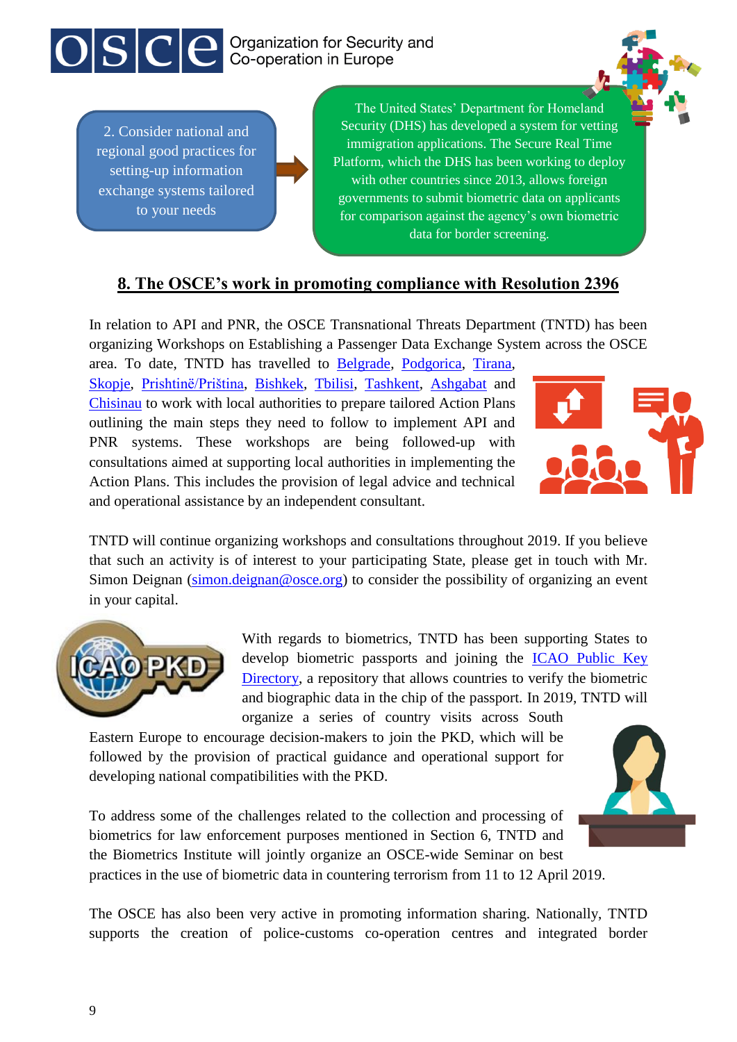2. Consider national and regional good practices for setting-up information exchange systems tailored to your needs

The United States' Department for Homeland Security (DHS) has developed a system for vetting immigration applications. The Secure Real Time Platform, which the DHS has been working to deploy with other countries since 2013, allows foreign governments to submit biometric data on applicants for comparison against the agency's own biometric data for border screening.

## 8. The OSCE's work in promoting compliance with Resolution 2396

In relation to API and PNR, the OSCE Transnational Threats Department (TNTD) has been organizing Workshops on Establishing a Passenger Data Exchange System across the OSCE area. To date, TNTD has travelled to Belgrade, Podgorica, Tirana, Skopje, Prishtinë/Priština, Bishkek, Tbilisi, Tashkent, Ashgabat and Chisinau to work with local authorities to prepare tailored Action Plans outlining the main steps they need to follow to implement API and PNR systems. These workshops are being followed-up with consultations aimed at supporting local authorities in implementing the Action Plans. This includes the provision of legal advice and technical and operational assistance by an independent consultant.

TNTD will continue organizing workshops and consultations throughout 2019. If you believe that such an activity is of interest to your participating State, please get in touch with Mr. Simon Deignan (simon.deignan@osce.org) to consider the possibility of organizing an event in your capital.

With regards to biometrics, TNTD has been supporting States to develop biometric passports and joining the ICAO Public Key Directory, a repository that allows countries to verify the biometric and biographic data in the chip of the passport. In 2019, TNTD will organize a series of country visits across South Eastern Europe to encourage decision-makers to join the PKD, which will be followed by the provision of practical guidance and operational support for developing national compatibilities with the PKD.

To address some of the challenges related to the collection and processing of biometrics for law enforcement purposes mentioned in Section 6, TNTD and the Biometrics Institute will jointly organize an OSCE-wide Seminar on best practices in the use of biometric data in countering terrorism from 11 to 12 April 2019.

The OSCE has also been very active in promoting information sharing. Nationally, TNTD supports the creation of police-customs co-operation centres and integrated border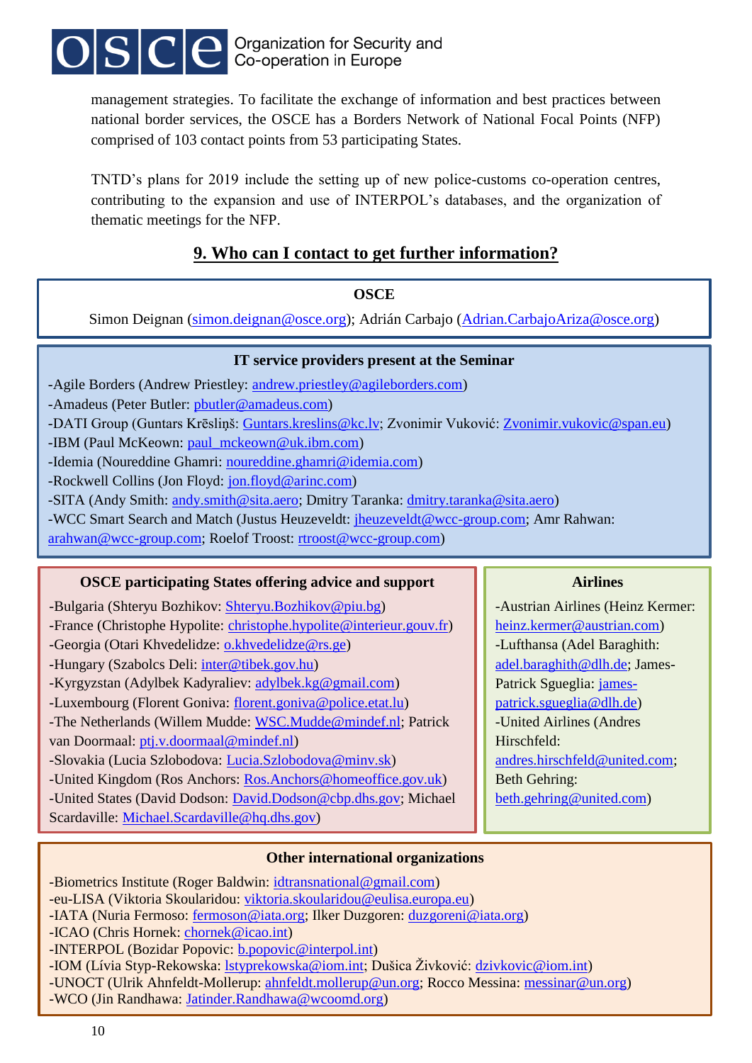management strategies. To facilitate the exchange of information and best practices between national border services, the OSCE has a Borders Network of National Focal Points (NFP) comprised of 103 contact points from 53 participating States.

TNTD's plans for 2019 include the setting up of new police-customs co-operation centres, contributing to the expansion and use of INTERPOL's databases, and the organization of thematic meetings for the NFP.

## 9. Who can I contact to get further information?

**OSCE**

Simon Deignan (simon.deignan@osce.org); Adrián Carbajo (Adrian.CarbajoAriza@osce.org)

**IT service providers present at the Seminar**

- -Agile Borders (Andrew Priestley: andrew.priestley@agileborders.com)
- -Amadeus (Peter Butler: pbutler@amadeus.com)
- -DATI Group (Guntars Krēsliņš: Guntars.kreslins@kc.lv; Zvonimir Vuković: Zvonimir.vukovic@span.eu)
- -IBM (Paul McKeown: paul_mckeown@uk.ibm.com)
- -Idemia (Noureddine Ghamri: noureddine.ghamri@idemia.com)
- -Rockwell Collins (Jon Floyd: jon.floyd@arinc.com)
- -SITA (Andy Smith: andy.smith@sita.aero; Dmitry Taranka: dmitry.taranka@sita.aero)
- -WCC Smart Search and Match (Justus Heuzeveldt: jheuzeveldt@wcc-group.com; Amr Rahwan: arahwan@wcc-group.com; Roelof Troost: rtroost@wcc-group.com)

**OSCE participating States offering advice and support**

- -Bulgaria (Shteryu Bozhikov: Shteryu.Bozhikov@piu.bg)
- -France (Christophe Hypolite: christophe.hypolite@interieur.gouv.fr)
- -Georgia (Otari Khvedelidze: o.khvedelidze@rs.ge)
- -Hungary (Szabolcs Deli: inter@tibek.gov.hu)
- -Kyrgyzstan (Adylbek Kadyraliev: adylbek.kg@gmail.com)
- -Luxembourg (Florent Goniva: florent.goniva@police.etat.lu)
- -The Netherlands (Willem Mudde: WSC.Mudde@mindef.nl; Patrick van Doormaal: ptj.v.doormaal@mindef.nl)
- -Slovakia (Lucia Szlobodova: Lucia.Szlobodova@minv.sk)
- -United Kingdom (Ros Anchors: Ros.Anchors@homeoffice.gov.uk)
- -United States (David Dodson: David.Dodson@cbp.dhs.gov; Michael Scardaville: Michael.Scardaville@hq.dhs.gov)

**Airlines**

- -Austrian Airlines (Heinz Kermer: heinz.kermer@austrian.com)
- -Lufthansa (Adel Baraghith: adel.baraghith@dlh.de; James-Patrick Sgueglia: james-patrick.sgueglia@dlh.de)
- -United Airlines (Andres Hirschfeld: andres.hirschfeld@united.com; Beth Gehring: beth.gehring@united.com)

**Other international organizations**

- -Biometrics Institute (Roger Baldwin: idtransnational@gmail.com)
- -eu-LISA (Viktoria Skoularidou: viktoria.skoularidou@eulisa.europa.eu)
- -IATA (Nuria Fermoso: fermoson@iata.org; Ilker Duzgoren: duzgoreni@iata.org)
- -ICAO (Chris Hornek: chornek@icao.int)
- -INTERPOL (Bozidar Popovic: b.popovic@interpol.int)
- -IOM (Lívia Styp-Rekowska: lstyprekowska@iom.int; Dušica Živković: dzivkovic@iom.int)
- -UNOCT (Ulrik Ahnfeldt-Mollerup: ahnfeldt.mollerup@un.org; Rocco Messina: messinar@un.org)
- -WCO (Jin Randhawa: Jatinder.Randhawa@wcoomd.org)